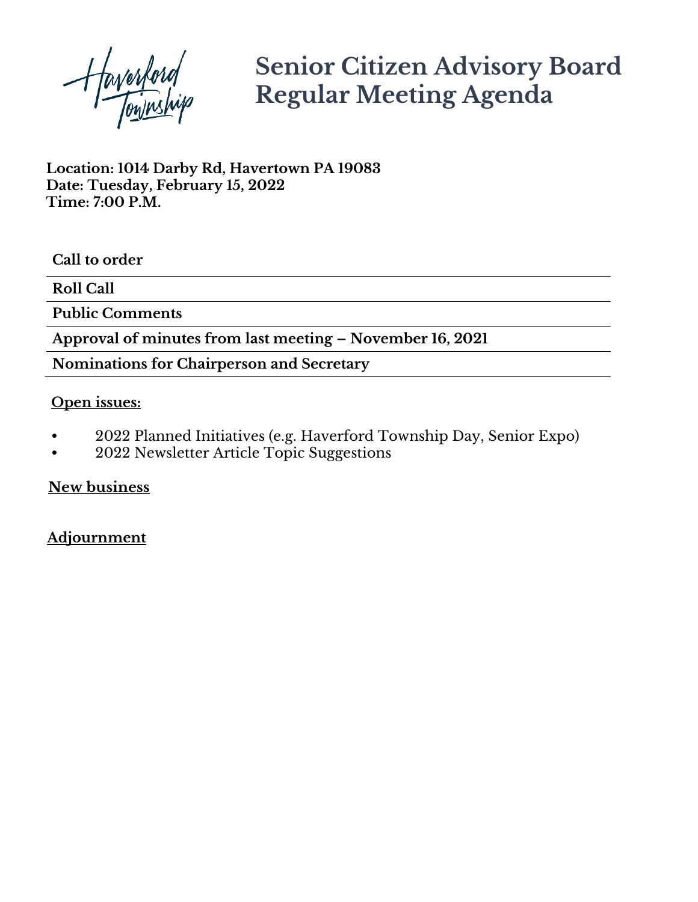Haverford Township

# Senior Citizen Advisory Board Regular Meeting Agenda

**Location: 1014 Darby Rd, Havertown PA 19083**
**Date: Tuesday, February 15, 2022**
**Time: 7:00 P.M.**

**Call to order**

**Roll Call**

**Public Comments**

**Approval of minutes from last meeting – November 16, 2021**

**Nominations for Chairperson and Secretary**

**Open issues:**

- 2022 Planned Initiatives (e.g. Haverford Township Day, Senior Expo)
- 2022 Newsletter Article Topic Suggestions

**New business**

**Adjournment**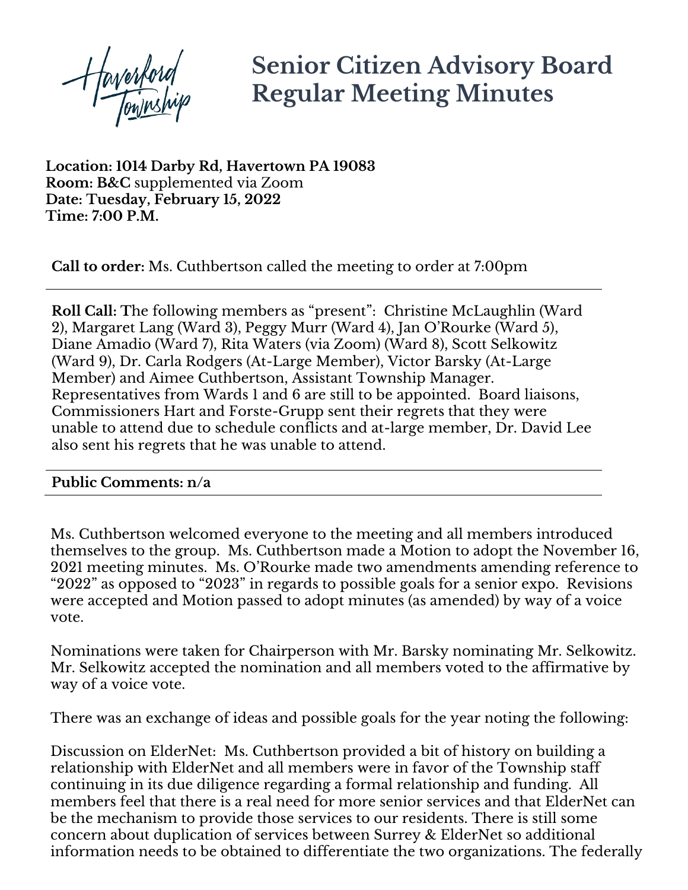# Senior Citizen Advisory Board Regular Meeting Minutes

**Location: 1014 Darby Rd, Havertown PA 19083**
**Room: B&C** supplemented via Zoom
**Date: Tuesday, February 15, 2022**
**Time: 7:00 P.M.**

**Call to order:** Ms. Cuthbertson called the meeting to order at 7:00pm

---

**Roll Call:** The following members as "present": Christine McLaughlin (Ward 2), Margaret Lang (Ward 3), Peggy Murr (Ward 4), Jan O'Rourke (Ward 5), Diane Amadio (Ward 7), Rita Waters (via Zoom) (Ward 8), Scott Selkowitz (Ward 9), Dr. Carla Rodgers (At-Large Member), Victor Barsky (At-Large Member) and Aimee Cuthbertson, Assistant Township Manager. Representatives from Wards 1 and 6 are still to be appointed. Board liaisons, Commissioners Hart and Forste-Grupp sent their regrets that they were unable to attend due to schedule conflicts and at-large member, Dr. David Lee also sent his regrets that he was unable to attend.

---

**Public Comments: n/a**

---

Ms. Cuthbertson welcomed everyone to the meeting and all members introduced themselves to the group. Ms. Cuthbertson made a Motion to adopt the November 16, 2021 meeting minutes. Ms. O'Rourke made two amendments amending reference to "2022" as opposed to "2023" in regards to possible goals for a senior expo. Revisions were accepted and Motion passed to adopt minutes (as amended) by way of a voice vote.

Nominations were taken for Chairperson with Mr. Barsky nominating Mr. Selkowitz. Mr. Selkowitz accepted the nomination and all members voted to the affirmative by way of a voice vote.

There was an exchange of ideas and possible goals for the year noting the following:

Discussion on ElderNet: Ms. Cuthbertson provided a bit of history on building a relationship with ElderNet and all members were in favor of the Township staff continuing in its due diligence regarding a formal relationship and funding. All members feel that there is a real need for more senior services and that ElderNet can be the mechanism to provide those services to our residents. There is still some concern about duplication of services between Surrey & ElderNet so additional information needs to be obtained to differentiate the two organizations. The federally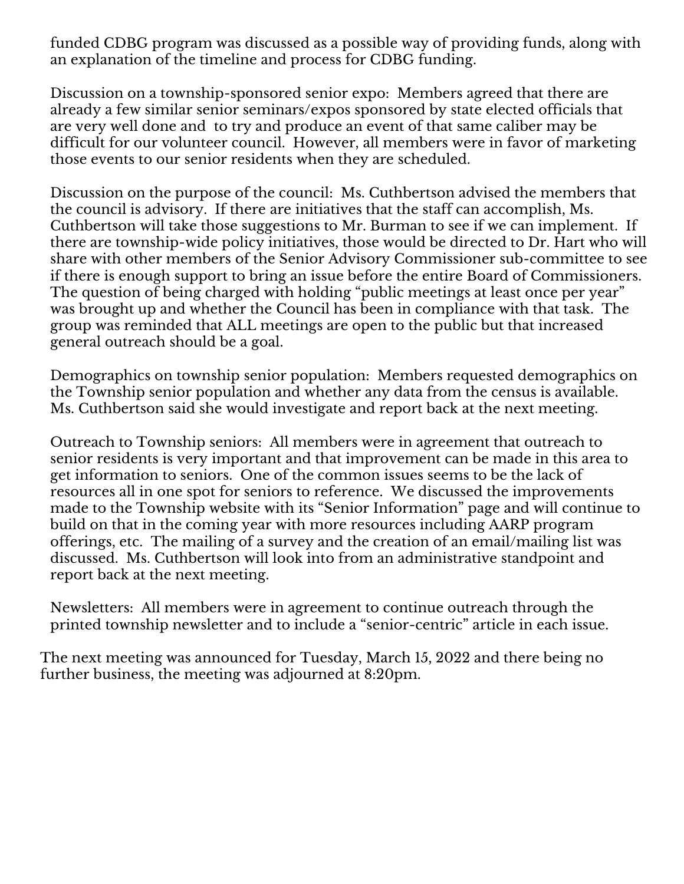funded CDBG program was discussed as a possible way of providing funds, along with an explanation of the timeline and process for CDBG funding.

Discussion on a township-sponsored senior expo: Members agreed that there are already a few similar senior seminars/expos sponsored by state elected officials that are very well done and to try and produce an event of that same caliber may be difficult for our volunteer council. However, all members were in favor of marketing those events to our senior residents when they are scheduled.

Discussion on the purpose of the council: Ms. Cuthbertson advised the members that the council is advisory. If there are initiatives that the staff can accomplish, Ms. Cuthbertson will take those suggestions to Mr. Burman to see if we can implement. If there are township-wide policy initiatives, those would be directed to Dr. Hart who will share with other members of the Senior Advisory Commissioner sub-committee to see if there is enough support to bring an issue before the entire Board of Commissioners. The question of being charged with holding "public meetings at least once per year" was brought up and whether the Council has been in compliance with that task. The group was reminded that ALL meetings are open to the public but that increased general outreach should be a goal.

Demographics on township senior population: Members requested demographics on the Township senior population and whether any data from the census is available. Ms. Cuthbertson said she would investigate and report back at the next meeting.

Outreach to Township seniors: All members were in agreement that outreach to senior residents is very important and that improvement can be made in this area to get information to seniors. One of the common issues seems to be the lack of resources all in one spot for seniors to reference. We discussed the improvements made to the Township website with its "Senior Information" page and will continue to build on that in the coming year with more resources including AARP program offerings, etc. The mailing of a survey and the creation of an email/mailing list was discussed. Ms. Cuthbertson will look into from an administrative standpoint and report back at the next meeting.

Newsletters: All members were in agreement to continue outreach through the printed township newsletter and to include a "senior-centric" article in each issue.

The next meeting was announced for Tuesday, March 15, 2022 and there being no further business, the meeting was adjourned at 8:20pm.